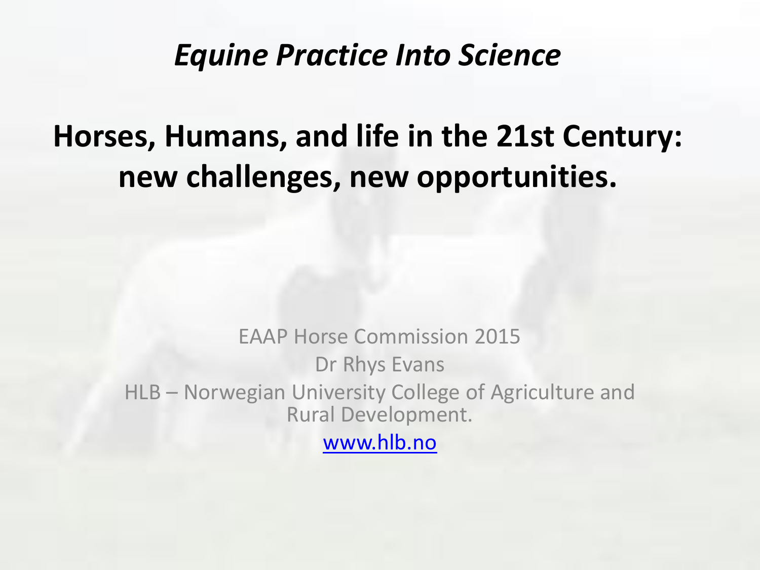*Equine Practice Into Science*

# Horses, Humans, and life in the 21st Century: new challenges, new opportunities.

EAAP Horse Commission 2015

Dr Rhys Evans

HLB – Norwegian University College of Agriculture and Rural Development.

[www.hlb.no](http://www.hlb.no)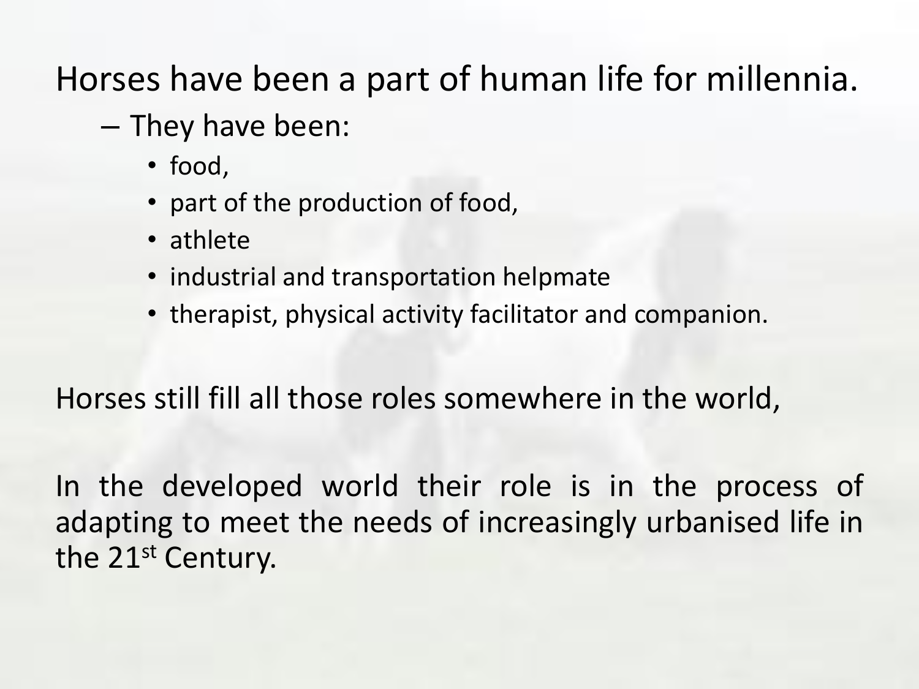Horses have been a part of human life for millennia.

- They have been:
  - food,
  - part of the production of food,
  - athlete
  - industrial and transportation helpmate
  - therapist, physical activity facilitator and companion.

Horses still fill all those roles somewhere in the world,

In the developed world their role is in the process of adapting to meet the needs of increasingly urbanised life in the 21st Century.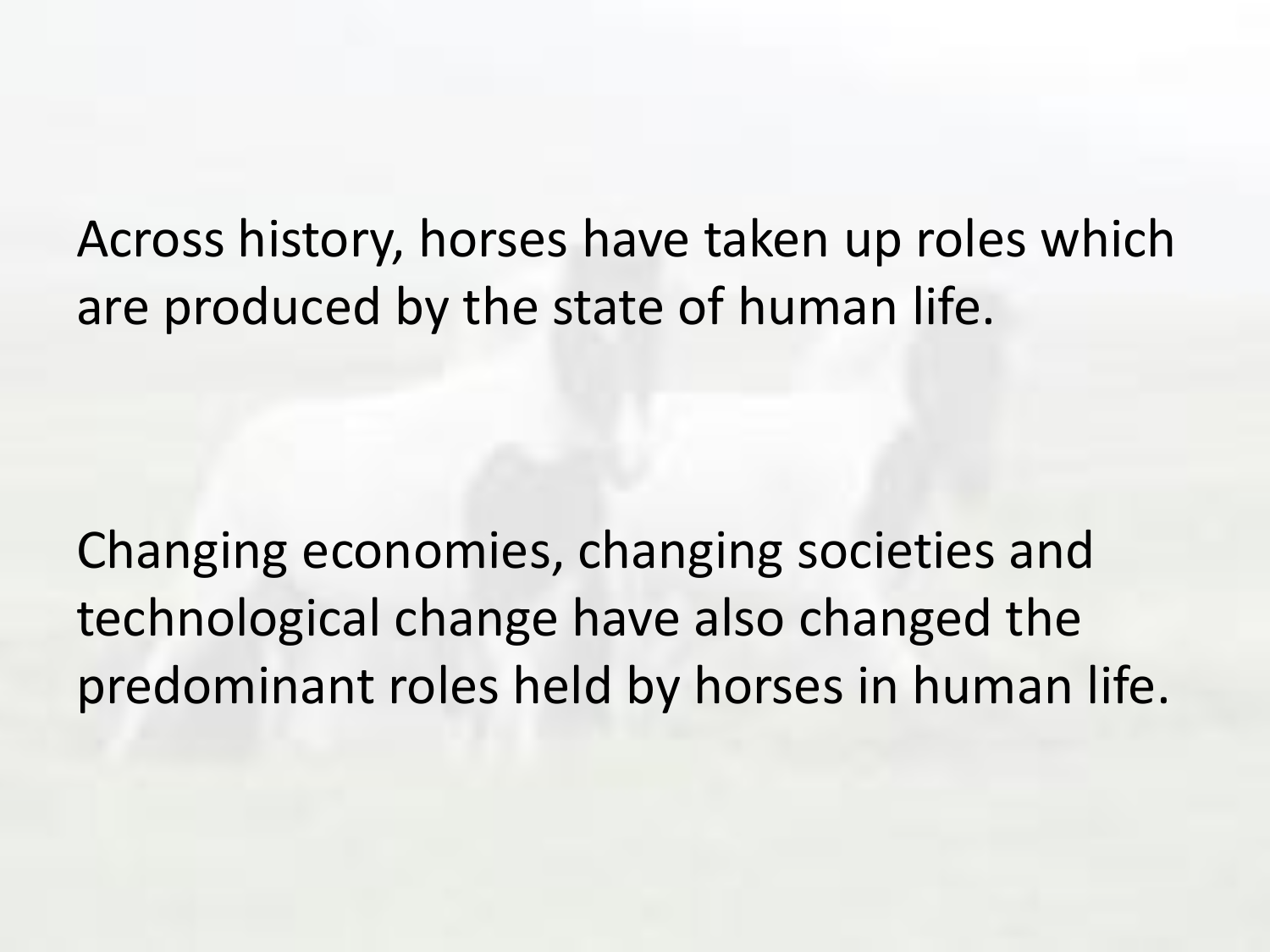Across history, horses have taken up roles which are produced by the state of human life.

Changing economies, changing societies and technological change have also changed the predominant roles held by horses in human life.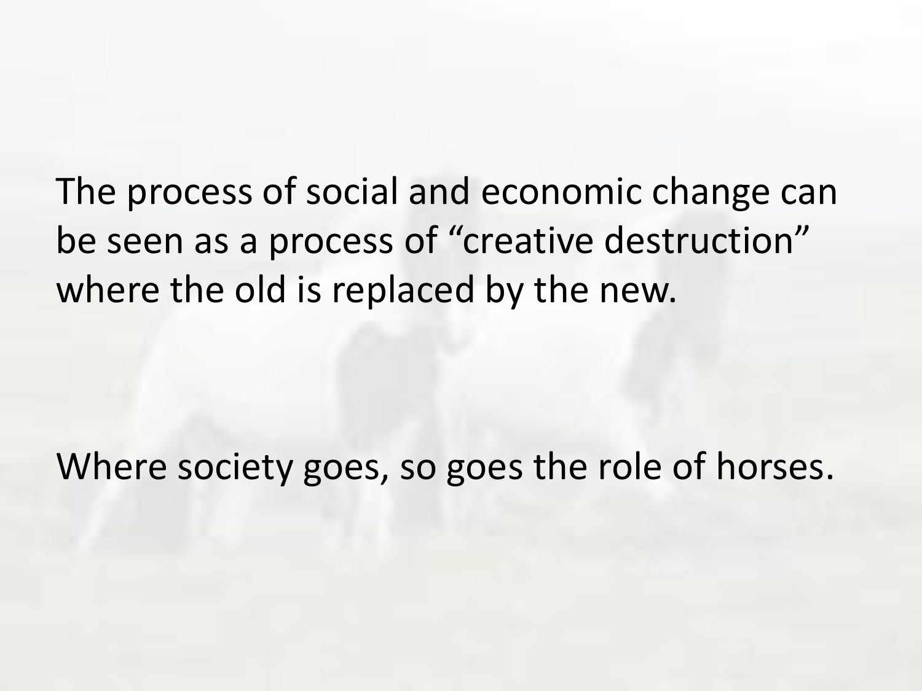The process of social and economic change can be seen as a process of “creative destruction” where the old is replaced by the new.

Where society goes, so goes the role of horses.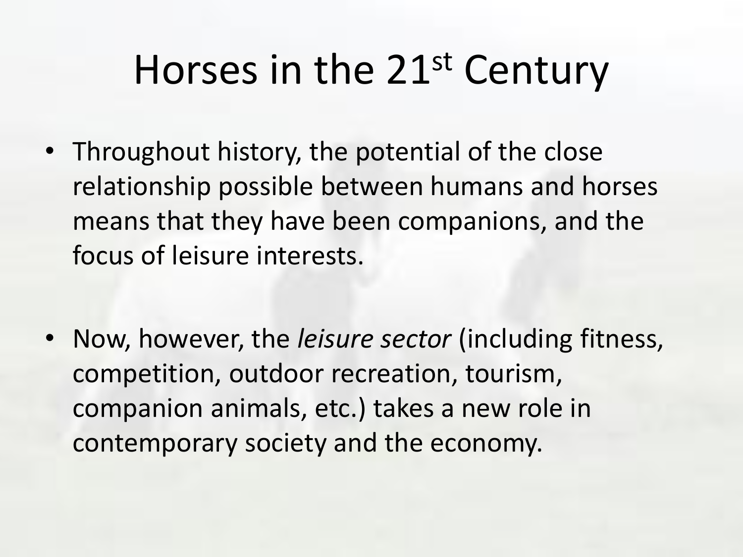# Horses in the 21st Century

- Throughout history, the potential of the close relationship possible between humans and horses means that they have been companions, and the focus of leisure interests.

- Now, however, the *leisure sector* (including fitness, competition, outdoor recreation, tourism, companion animals, etc.) takes a new role in contemporary society and the economy.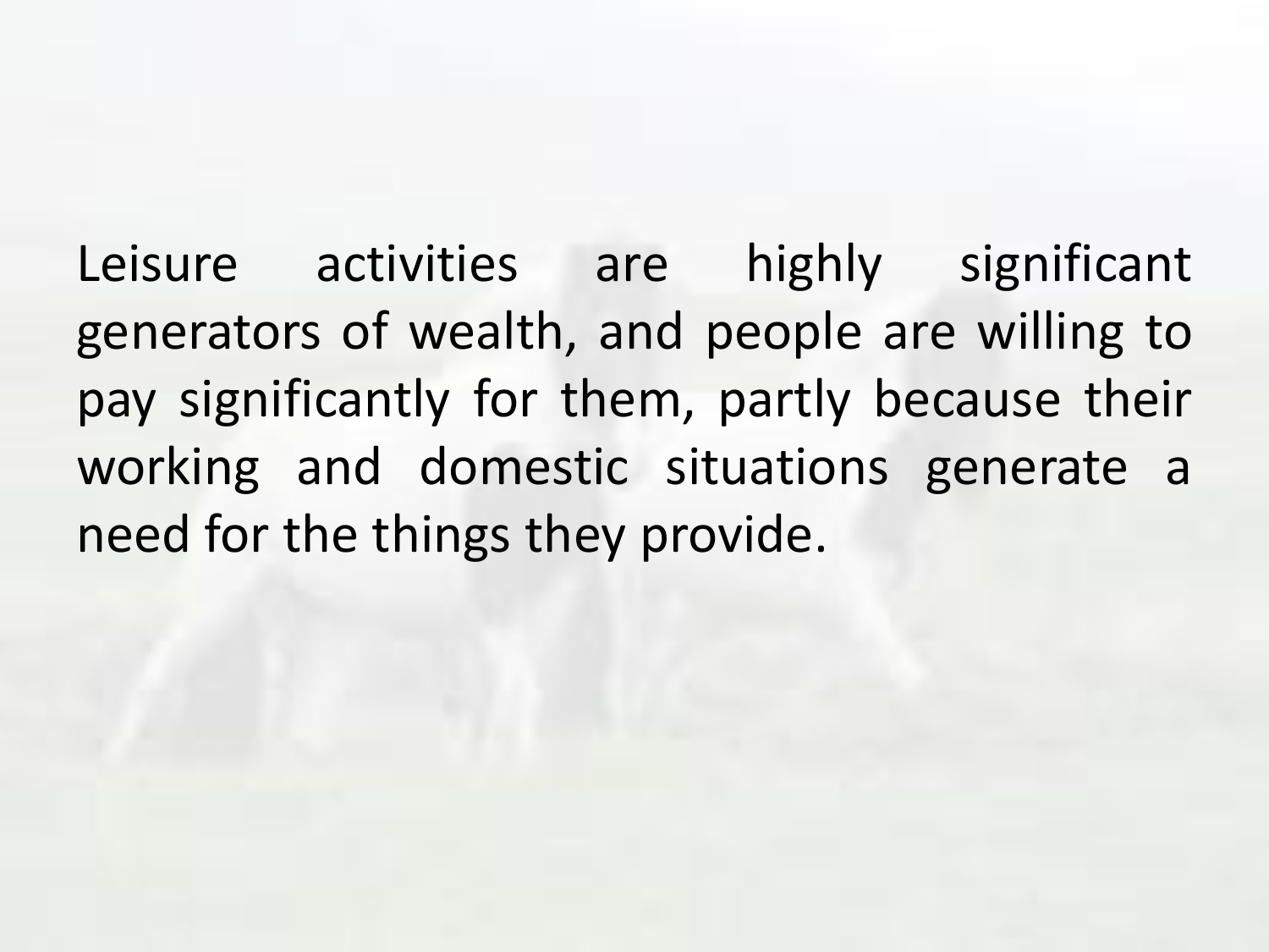Leisure activities are highly significant generators of wealth, and people are willing to pay significantly for them, partly because their working and domestic situations generate a need for the things they provide.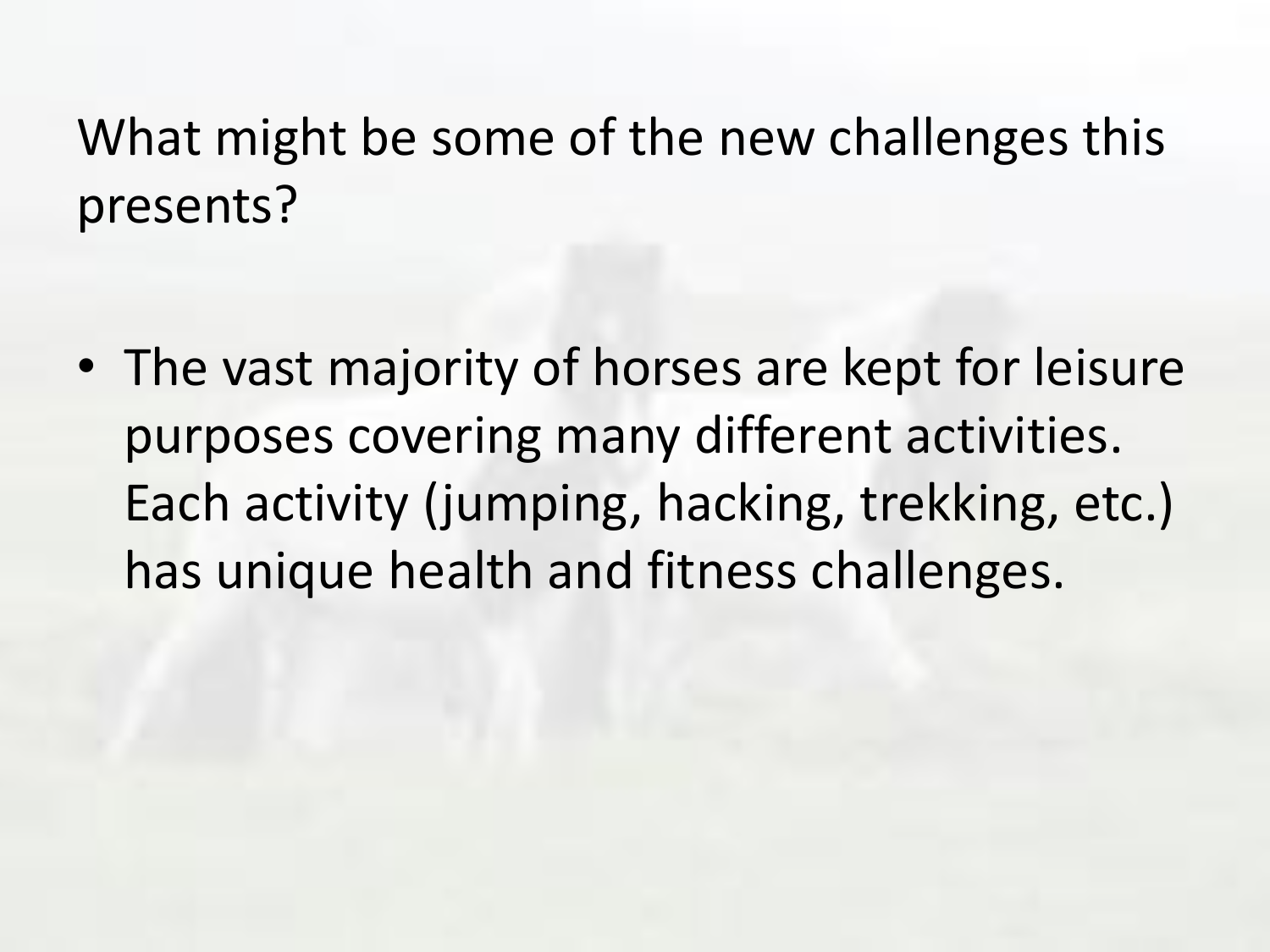# What might be some of the new challenges this presents?

- The vast majority of horses are kept for leisure purposes covering many different activities. Each activity (jumping, hacking, trekking, etc.) has unique health and fitness challenges.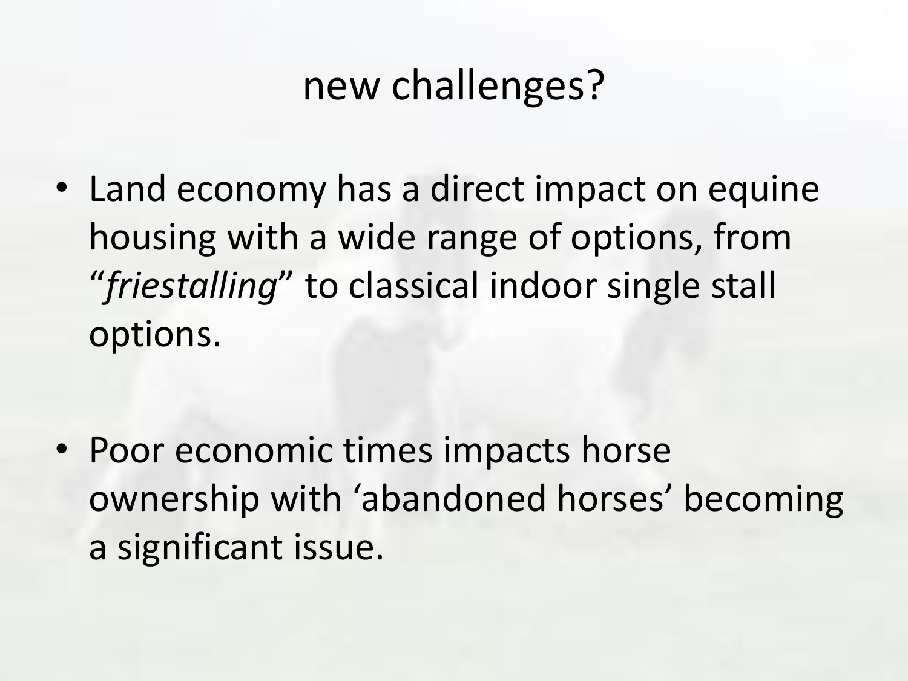# new challenges?

- Land economy has a direct impact on equine housing with a wide range of options, from "*friestalling*" to classical indoor single stall options.

- Poor economic times impacts horse ownership with 'abandoned horses' becoming a significant issue.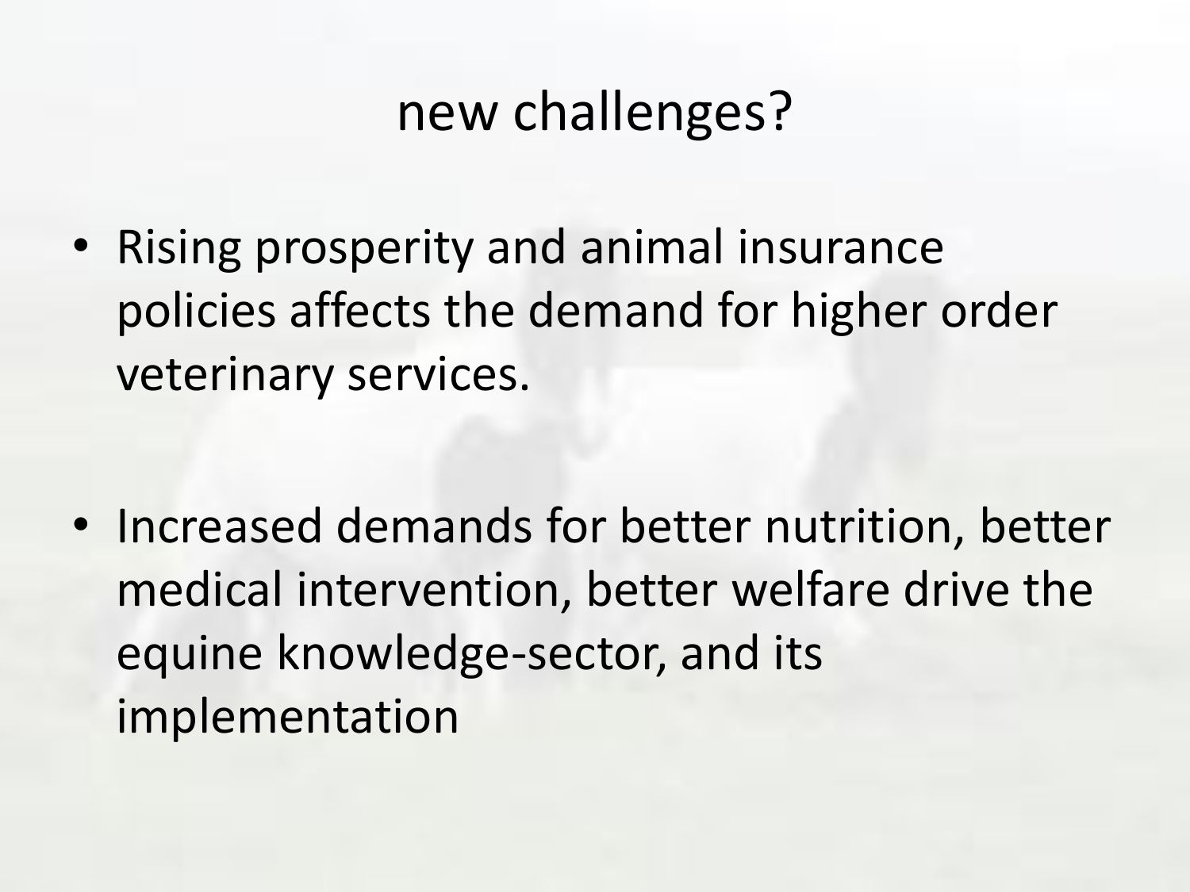# new challenges?

- Rising prosperity and animal insurance policies affects the demand for higher order veterinary services.
- Increased demands for better nutrition, better medical intervention, better welfare drive the equine knowledge-sector, and its implementation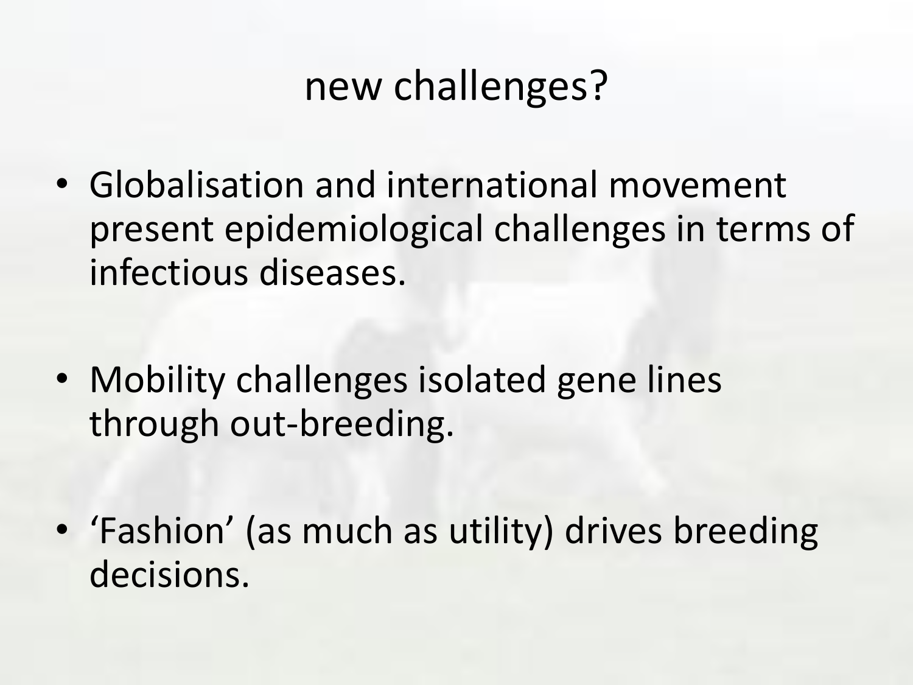# new challenges?

- Globalisation and international movement present epidemiological challenges in terms of infectious diseases.
- Mobility challenges isolated gene lines through out-breeding.
- 'Fashion' (as much as utility) drives breeding decisions.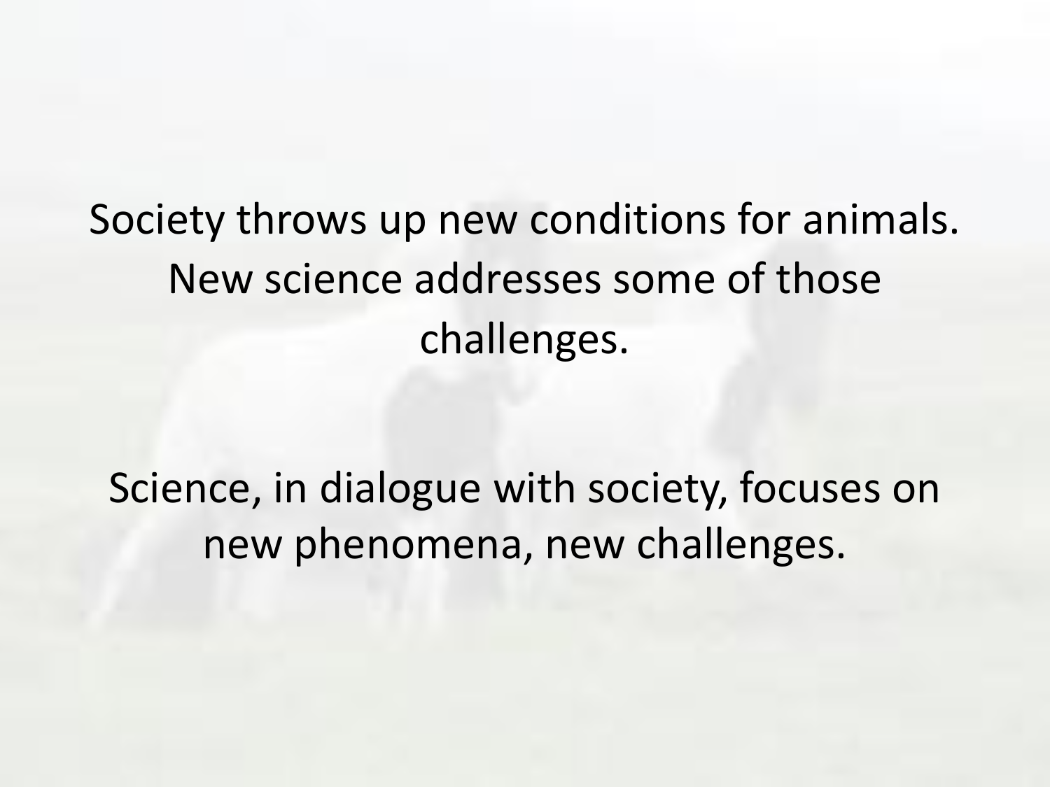Society throws up new conditions for animals. New science addresses some of those challenges.

Science, in dialogue with society, focuses on new phenomena, new challenges.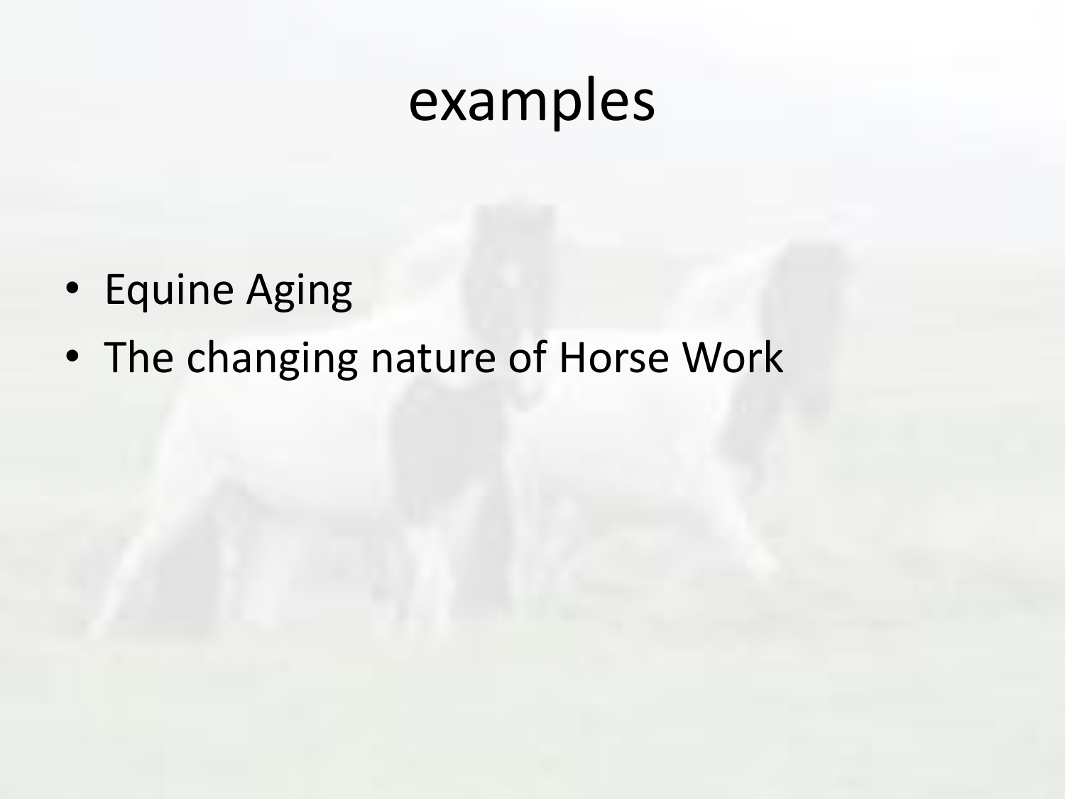# examples

- Equine Aging
- The changing nature of Horse Work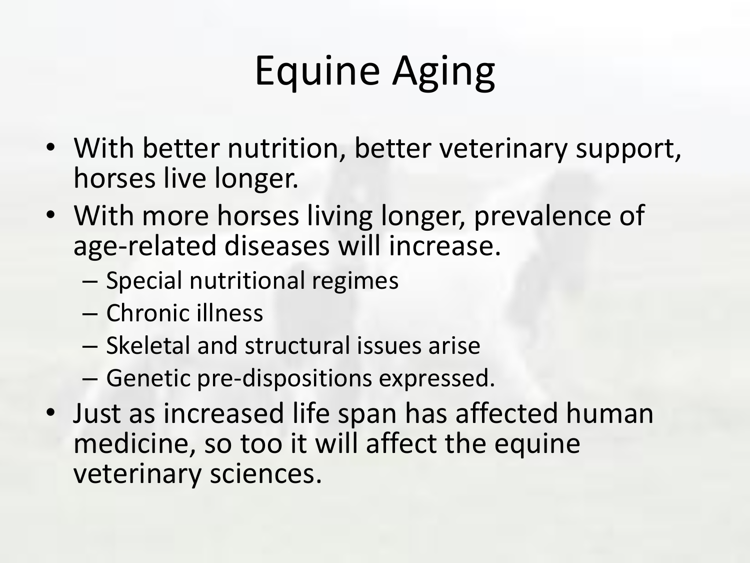# Equine Aging

- With better nutrition, better veterinary support, horses live longer.
- With more horses living longer, prevalence of age-related diseases will increase.
  - Special nutritional regimes
  - Chronic illness
  - Skeletal and structural issues arise
  - Genetic pre-dispositions expressed.
- Just as increased life span has affected human medicine, so too it will affect the equine veterinary sciences.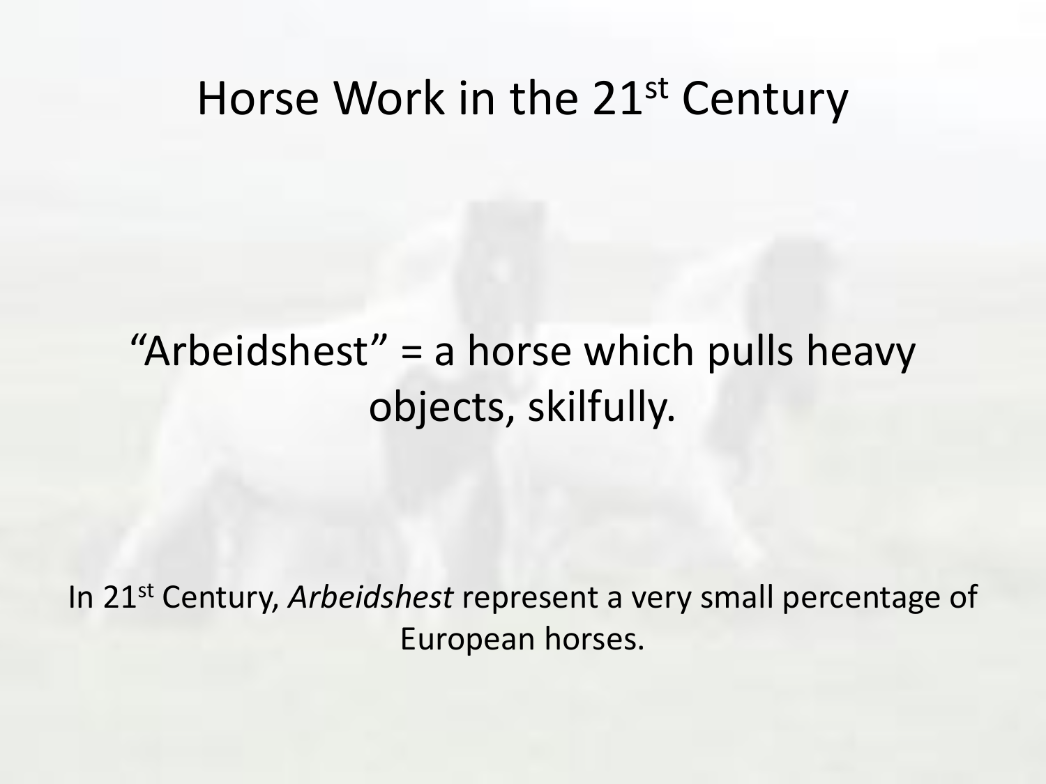# Horse Work in the 21st Century

"Arbeidshest" = a horse which pulls heavy objects, skilfully.

In 21st Century, *Arbeidshest* represent a very small percentage of European horses.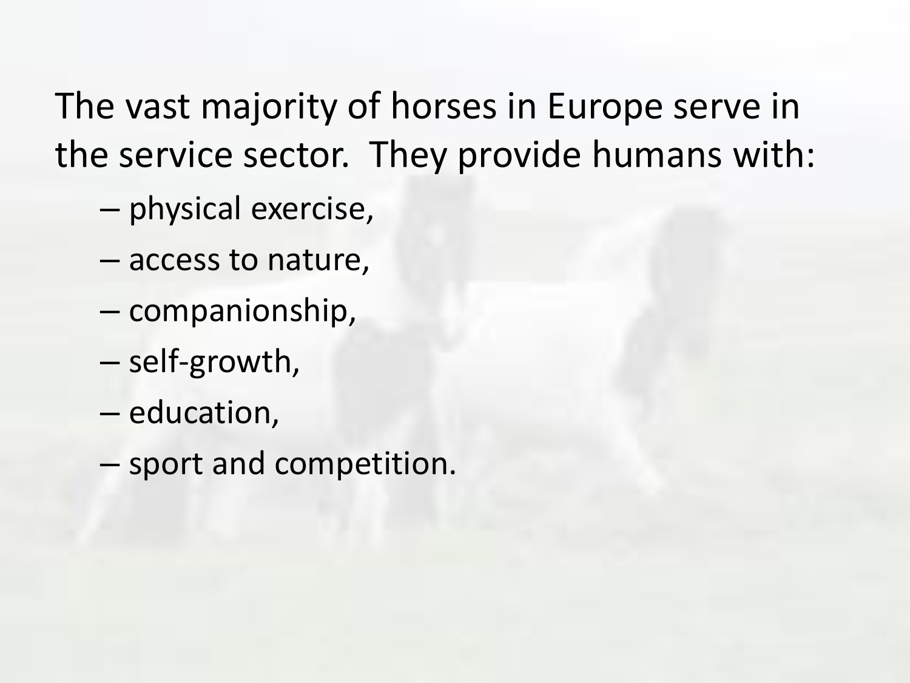The vast majority of horses in Europe serve in the service sector. They provide humans with:

- physical exercise,
- access to nature,
- companionship,
- self-growth,
- education,
- sport and competition.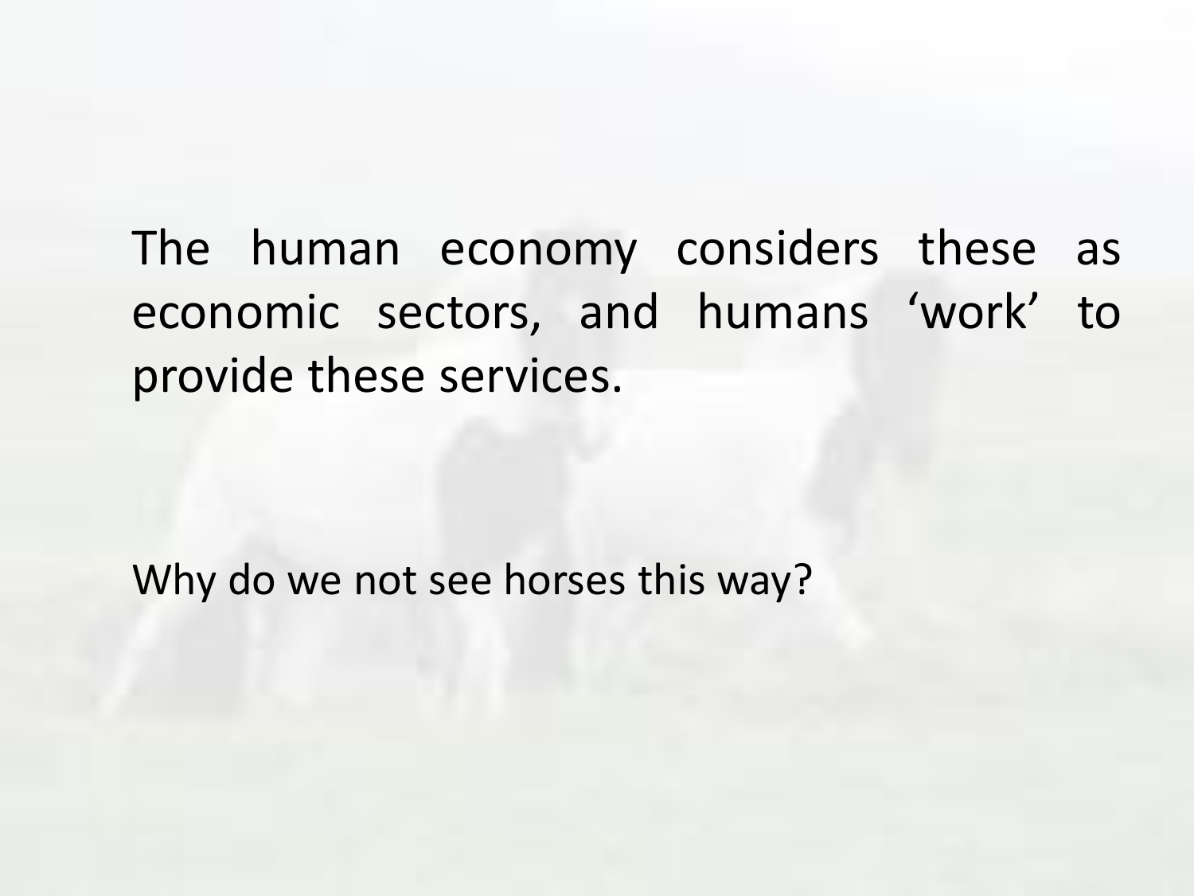The human economy considers these as economic sectors, and humans 'work' to provide these services.

Why do we not see horses this way?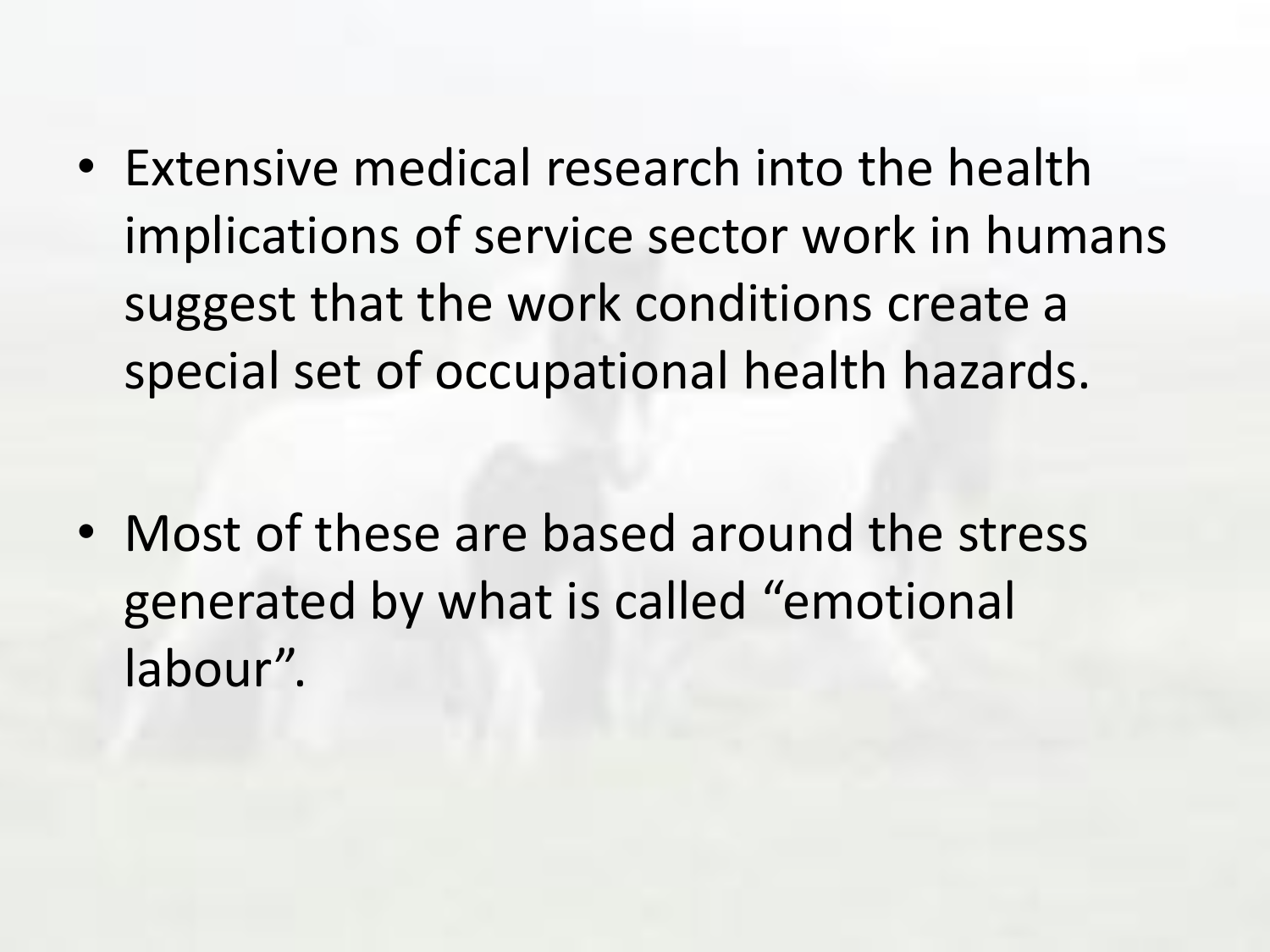- Extensive medical research into the health implications of service sector work in humans suggest that the work conditions create a special set of occupational health hazards.

- Most of these are based around the stress generated by what is called “emotional labour”.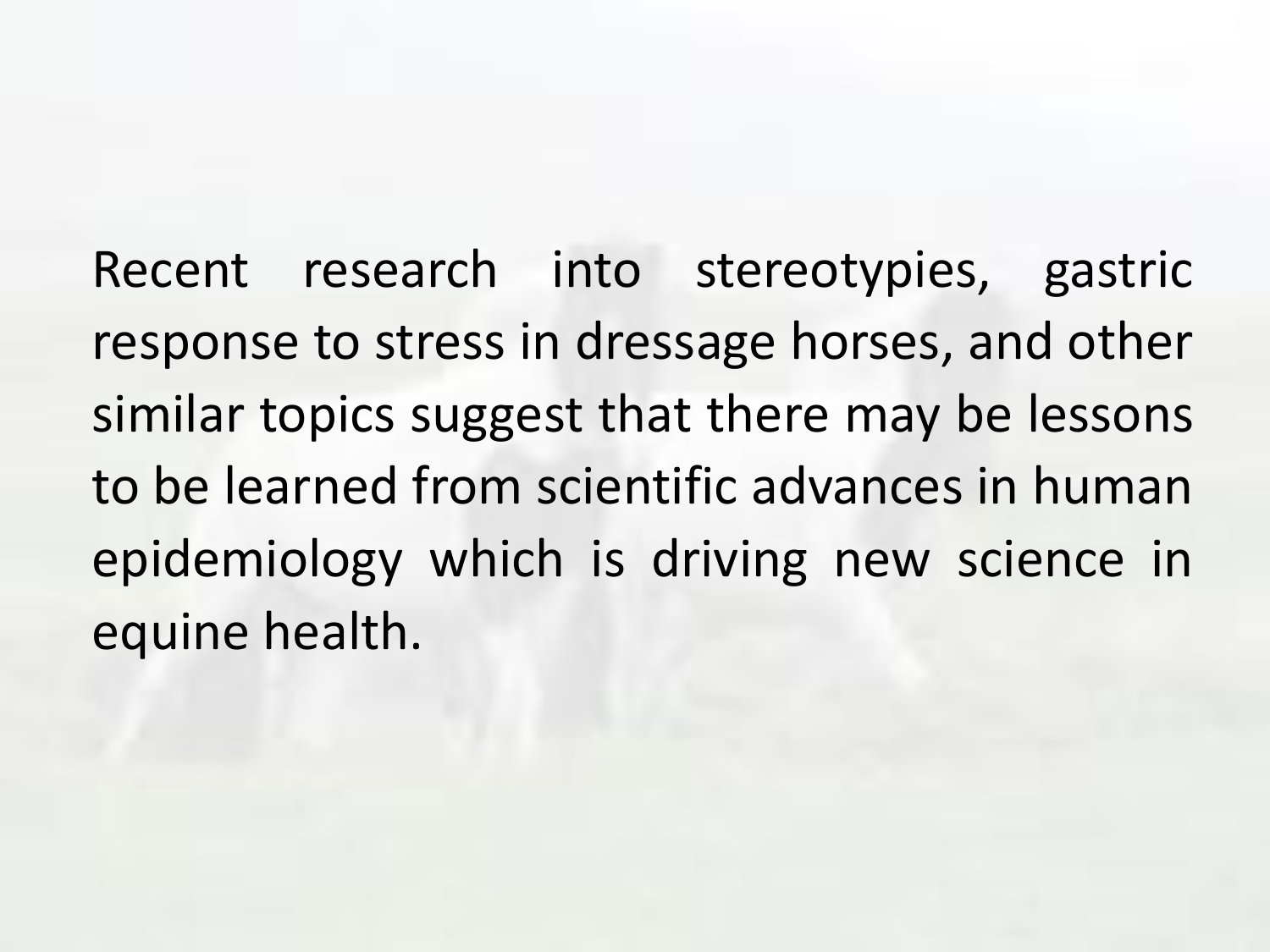Recent research into stereotypies, gastric response to stress in dressage horses, and other similar topics suggest that there may be lessons to be learned from scientific advances in human epidemiology which is driving new science in equine health.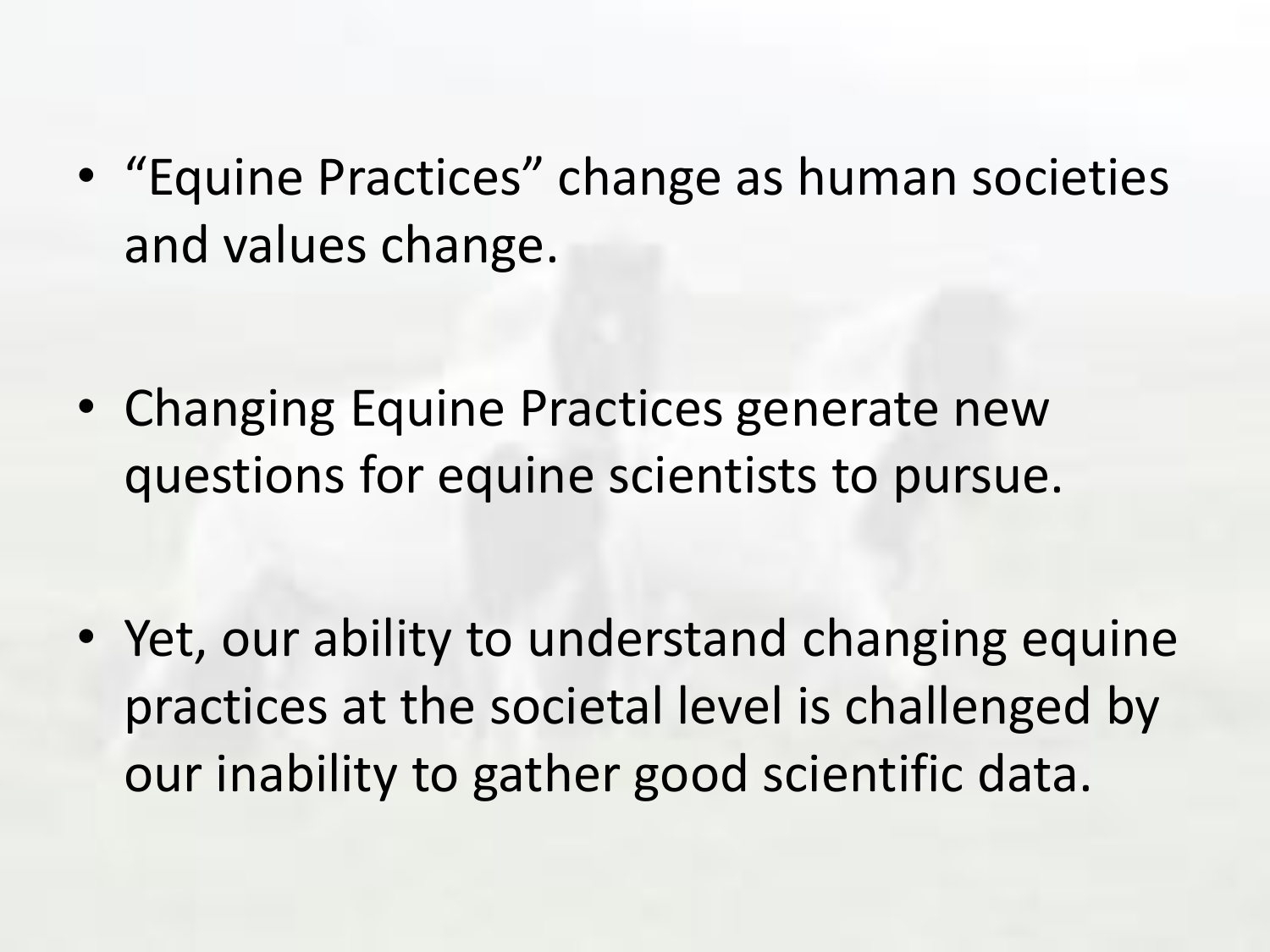- "Equine Practices" change as human societies and values change.

- Changing Equine Practices generate new questions for equine scientists to pursue.

- Yet, our ability to understand changing equine practices at the societal level is challenged by our inability to gather good scientific data.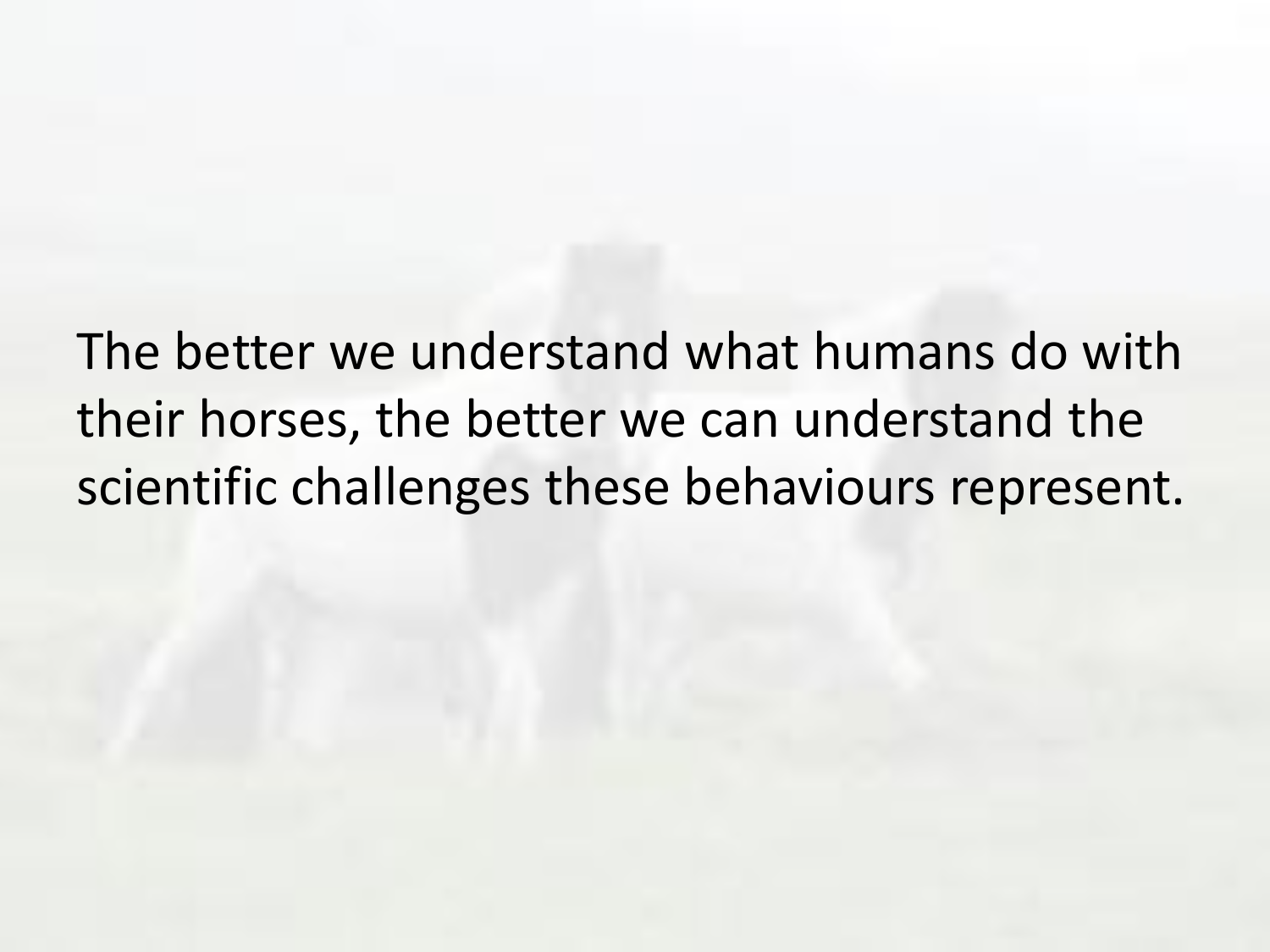The better we understand what humans do with their horses, the better we can understand the scientific challenges these behaviours represent.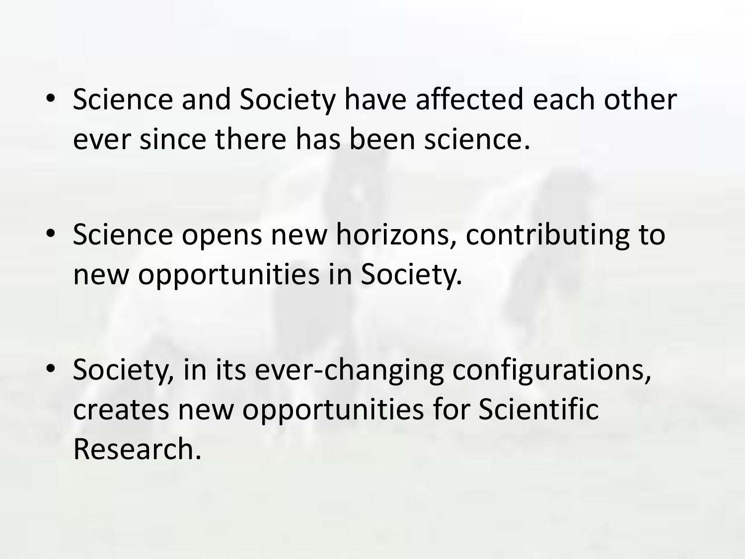- Science and Society have affected each other ever since there has been science.

- Science opens new horizons, contributing to new opportunities in Society.

- Society, in its ever-changing configurations, creates new opportunities for Scientific Research.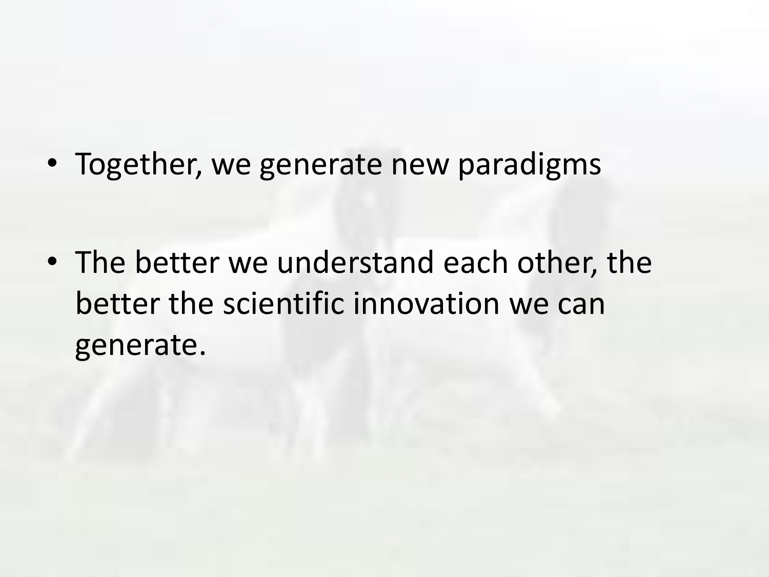- Together, we generate new paradigms

- The better we understand each other, the better the scientific innovation we can generate.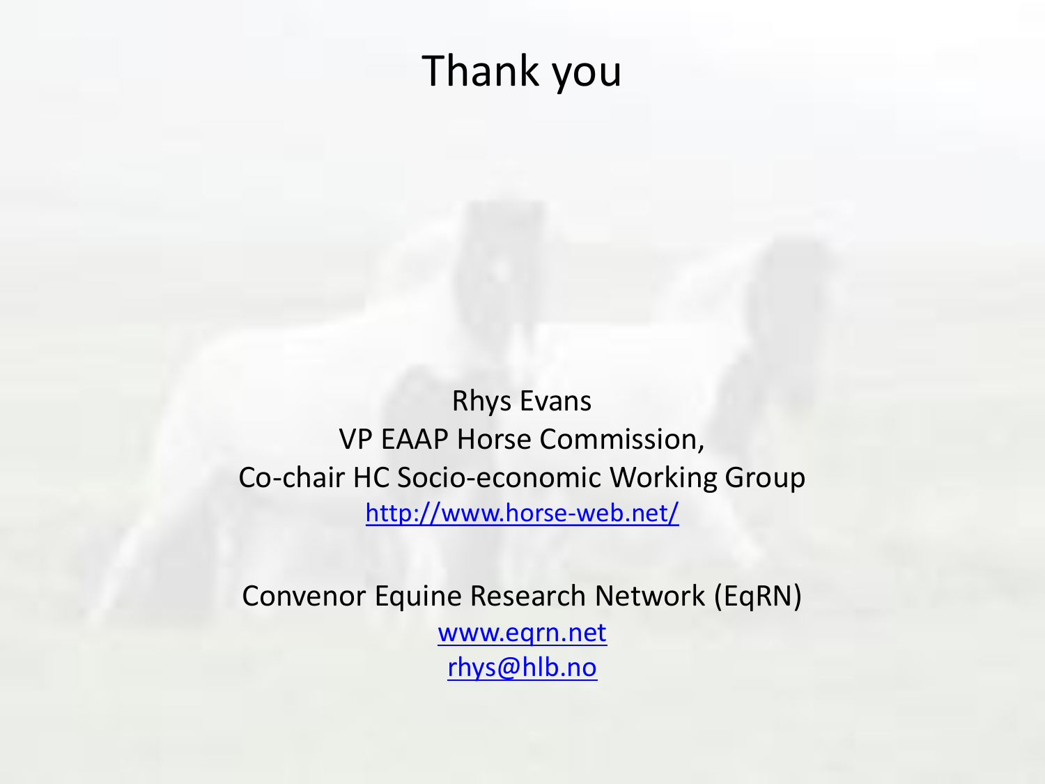# Thank you

Rhys Evans
VP EAAP Horse Commission,
Co-chair HC Socio-economic Working Group
http://www.horse-web.net/

Convenor Equine Research Network (EqRN)
www.eqrn.net
rhys@hlb.no